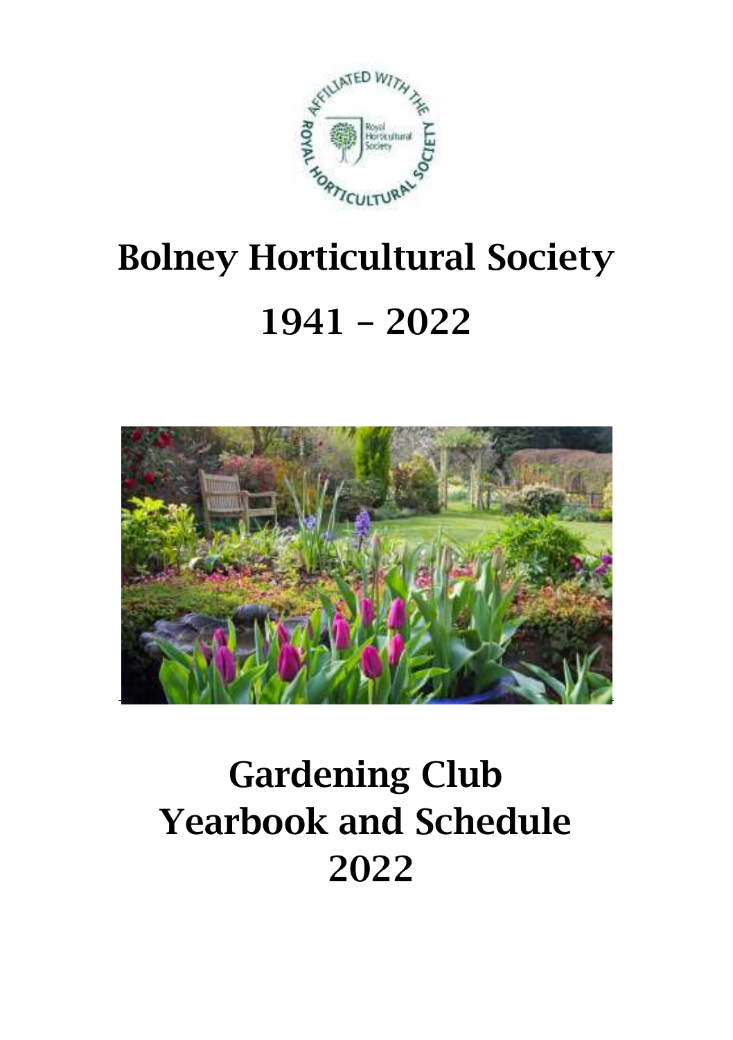# Bolney Horticultural Society

# 1941 – 2022

# Gardening Club Yearbook and Schedule 2022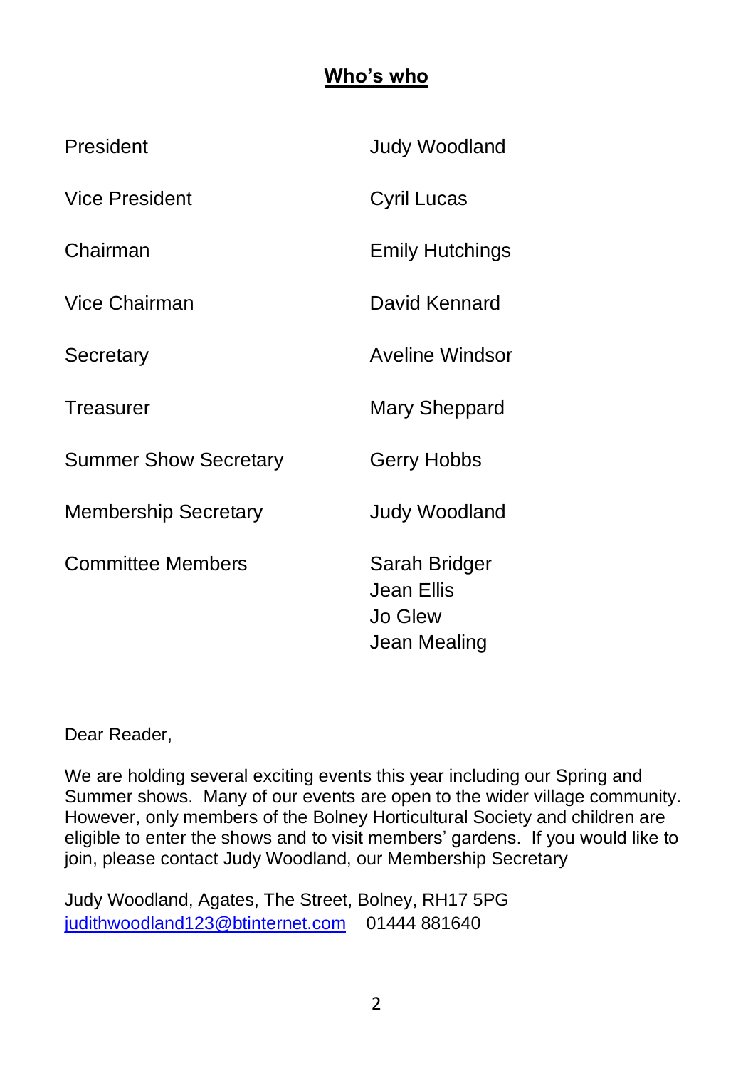## Who's who

| | |
|---|---|
| President | Judy Woodland |
| Vice President | Cyril Lucas |
| Chairman | Emily Hutchings |
| Vice Chairman | David Kennard |
| Secretary | Aveline Windsor |
| Treasurer | Mary Sheppard |
| Summer Show Secretary | Gerry Hobbs |
| Membership Secretary | Judy Woodland |
| Committee Members | Sarah Bridger<br>Jean Ellis<br>Jo Glew<br>Jean Mealing |

Dear Reader,

We are holding several exciting events this year including our Spring and Summer shows. Many of our events are open to the wider village community. However, only members of the Bolney Horticultural Society and children are eligible to enter the shows and to visit members' gardens. If you would like to join, please contact Judy Woodland, our Membership Secretary

Judy Woodland, Agates, The Street, Bolney, RH17 5PG
judithwoodland123@btinternet.com 01444 881640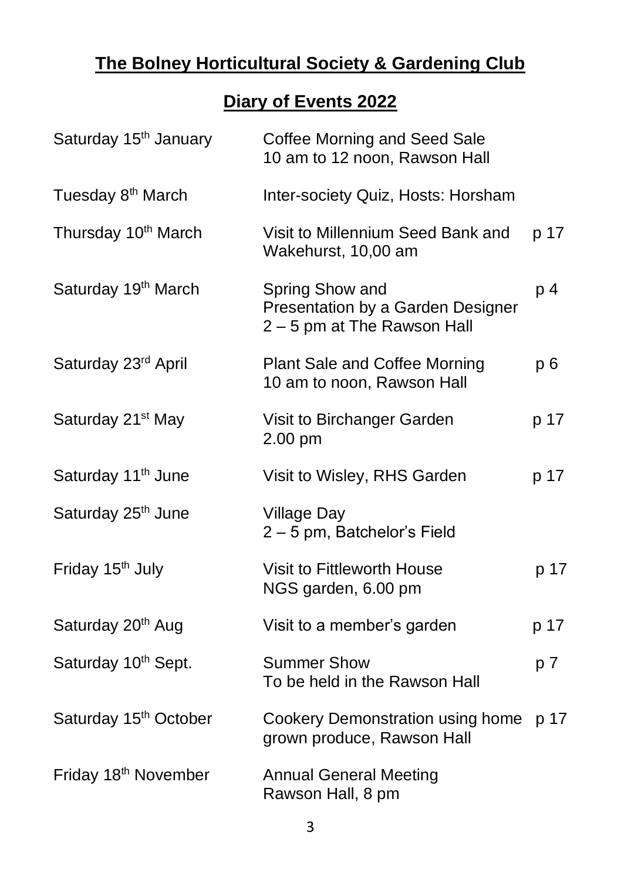# The Bolney Horticultural Society & Gardening Club

## Diary of Events 2022

| | | |
|---|---|---|
| Saturday 15th January | Coffee Morning and Seed Sale<br>10 am to 12 noon, Rawson Hall | |
| Tuesday 8th March | Inter-society Quiz, Hosts: Horsham | |
| Thursday 10th March | Visit to Millennium Seed Bank and Wakehurst, 10,00 am | p 17 |
| Saturday 19th March | Spring Show and<br>Presentation by a Garden Designer<br>2 – 5 pm at The Rawson Hall | p 4 |
| Saturday 23rd April | Plant Sale and Coffee Morning<br>10 am to noon, Rawson Hall | p 6 |
| Saturday 21st May | Visit to Birchanger Garden<br>2.00 pm | p 17 |
| Saturday 11th June | Visit to Wisley, RHS Garden | p 17 |
| Saturday 25th June | Village Day<br>2 – 5 pm, Batchelor's Field | |
| Friday 15th July | Visit to Fittleworth House<br>NGS garden, 6.00 pm | p 17 |
| Saturday 20th Aug | Visit to a member's garden | p 17 |
| Saturday 10th Sept. | Summer Show<br>To be held in the Rawson Hall | p 7 |
| Saturday 15th October | Cookery Demonstration using home grown produce, Rawson Hall | p 17 |
| Friday 18th November | Annual General Meeting<br>Rawson Hall, 8 pm | |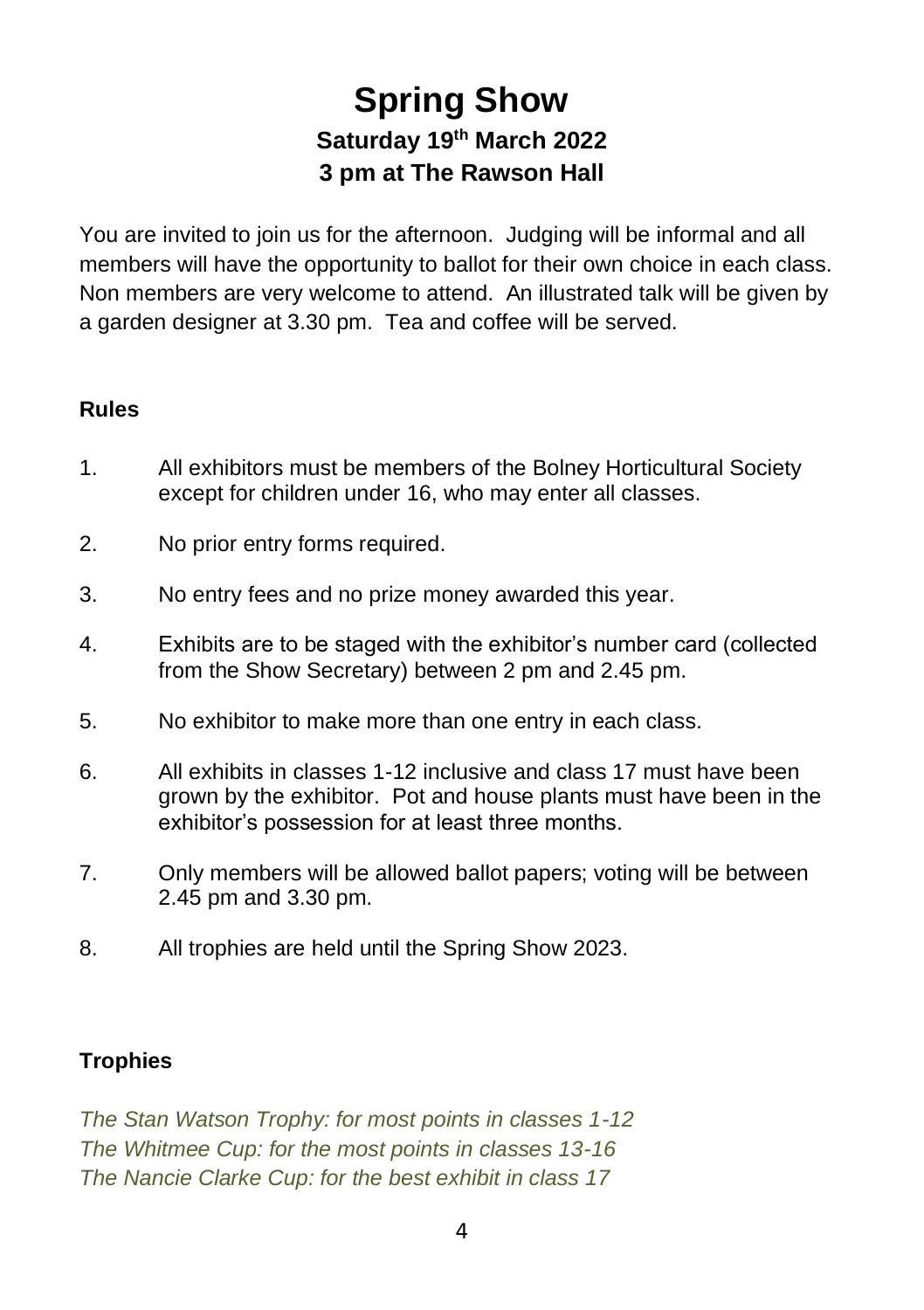# Spring Show

## Saturday 19th March 2022

## 3 pm at The Rawson Hall

You are invited to join us for the afternoon. Judging will be informal and all members will have the opportunity to ballot for their own choice in each class. Non members are very welcome to attend. An illustrated talk will be given by a garden designer at 3.30 pm. Tea and coffee will be served.

### Rules

1. All exhibitors must be members of the Bolney Horticultural Society except for children under 16, who may enter all classes.
2. No prior entry forms required.
3. No entry fees and no prize money awarded this year.
4. Exhibits are to be staged with the exhibitor's number card (collected from the Show Secretary) between 2 pm and 2.45 pm.
5. No exhibitor to make more than one entry in each class.
6. All exhibits in classes 1-12 inclusive and class 17 must have been grown by the exhibitor. Pot and house plants must have been in the exhibitor's possession for at least three months.
7. Only members will be allowed ballot papers; voting will be between 2.45 pm and 3.30 pm.
8. All trophies are held until the Spring Show 2023.

### Trophies

*The Stan Watson Trophy: for most points in classes 1-12*
*The Whitmee Cup: for the most points in classes 13-16*
*The Nancie Clarke Cup: for the best exhibit in class 17*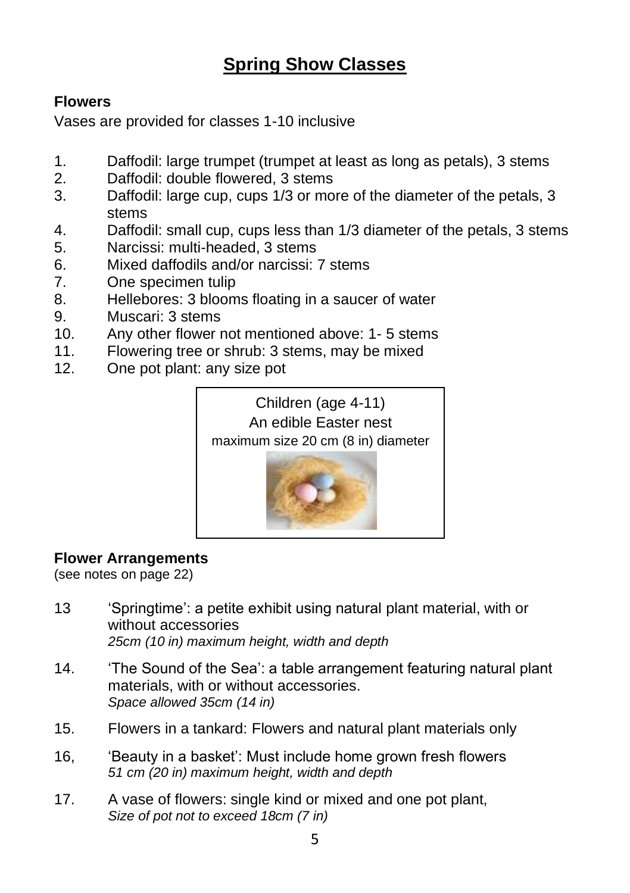# Spring Show Classes

### Flowers

Vases are provided for classes 1-10 inclusive

1. Daffodil: large trumpet (trumpet at least as long as petals), 3 stems
2. Daffodil: double flowered, 3 stems
3. Daffodil: large cup, cups 1/3 or more of the diameter of the petals, 3 stems
4. Daffodil: small cup, cups less than 1/3 diameter of the petals, 3 stems
5. Narcissi: multi-headed, 3 stems
6. Mixed daffodils and/or narcissi: 7 stems
7. One specimen tulip
8. Hellebores: 3 blooms floating in a saucer of water
9. Muscari: 3 stems
10. Any other flower not mentioned above: 1- 5 stems
11. Flowering tree or shrub: 3 stems, may be mixed
12. One pot plant: any size pot

Children (age 4-11)
An edible Easter nest
maximum size 20 cm (8 in) diameter

### Flower Arrangements

(see notes on page 22)

13 'Springtime': a petite exhibit using natural plant material, with or without accessories
*25cm (10 in) maximum height, width and depth*

14. 'The Sound of the Sea': a table arrangement featuring natural plant materials, with or without accessories.
*Space allowed 35cm (14 in)*

15. Flowers in a tankard: Flowers and natural plant materials only

16, 'Beauty in a basket': Must include home grown fresh flowers
*51 cm (20 in) maximum height, width and depth*

17. A vase of flowers: single kind or mixed and one pot plant,
*Size of pot not to exceed 18cm (7 in)*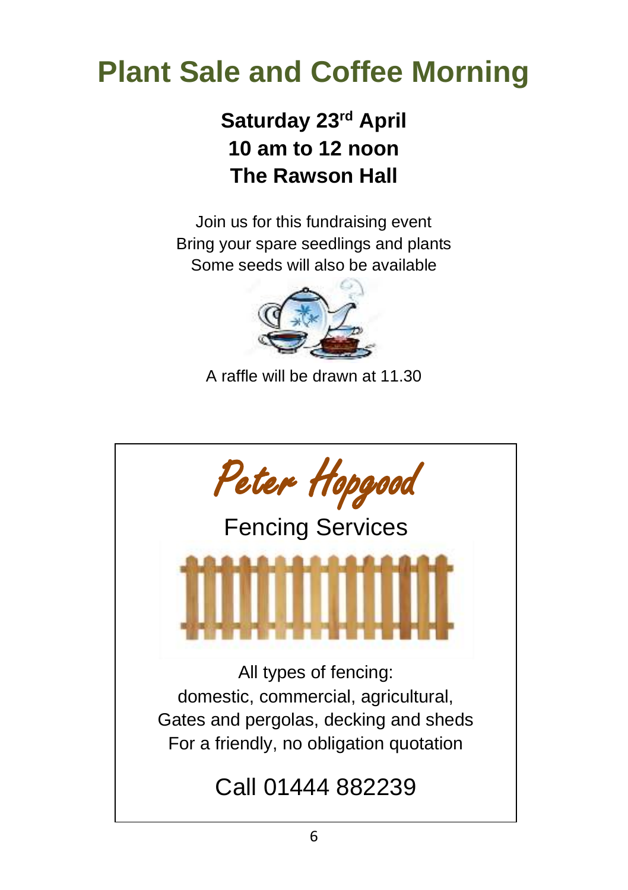# Plant Sale and Coffee Morning

**Saturday 23rd April**
**10 am to 12 noon**
**The Rawson Hall**

Join us for this fundraising event
Bring your spare seedlings and plants
Some seeds will also be available

A raffle will be drawn at 11.30

---

*Peter Hopgood*

Fencing Services

All types of fencing:
domestic, commercial, agricultural,
Gates and pergolas, decking and sheds
For a friendly, no obligation quotation

Call 01444 882239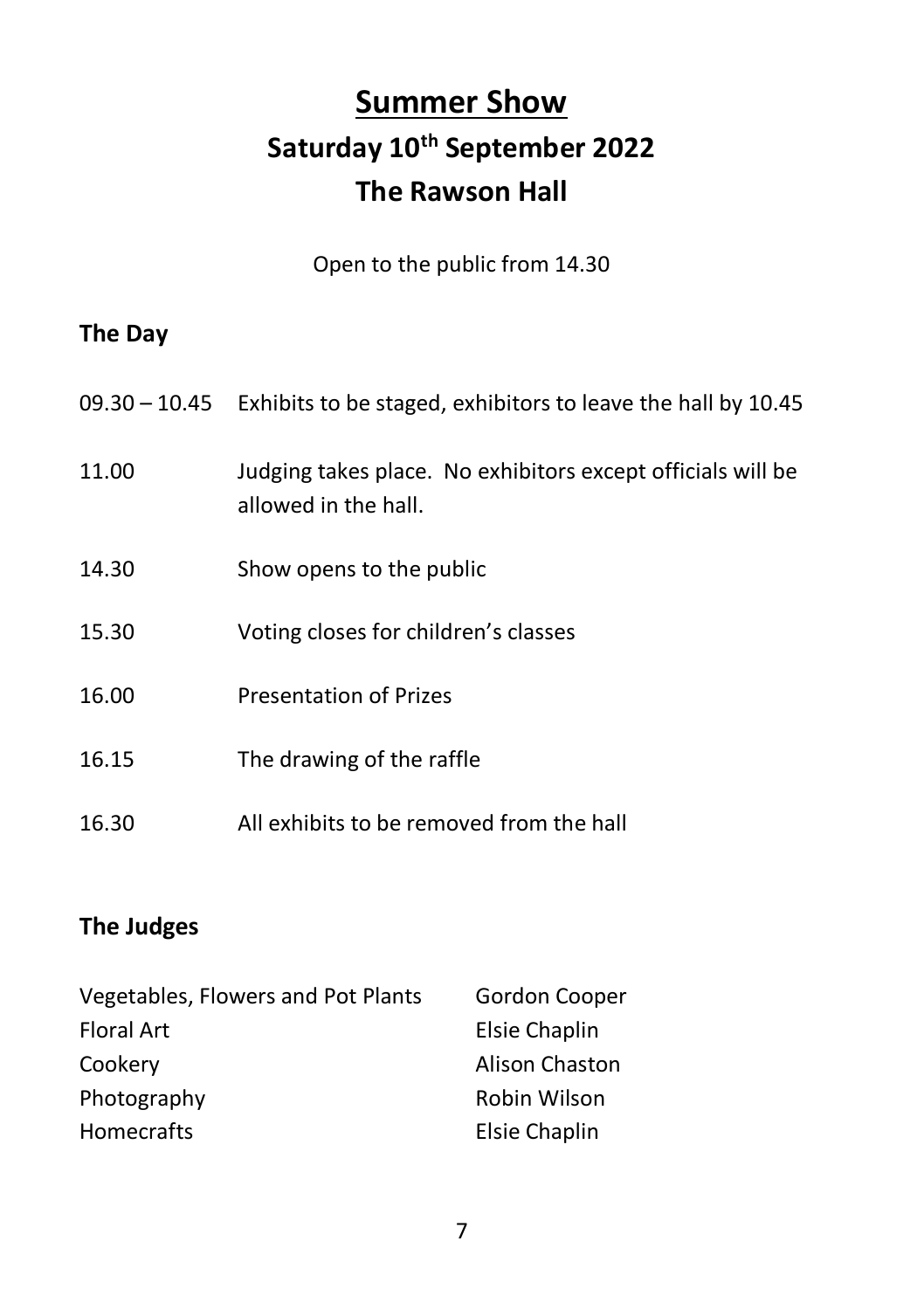# Summer Show

## Saturday 10th September 2022

## The Rawson Hall

Open to the public from 14.30

### The Day

| | |
|---|---|
| 09.30 – 10.45 | Exhibits to be staged, exhibitors to leave the hall by 10.45 |
| 11.00 | Judging takes place. No exhibitors except officials will be allowed in the hall. |
| 14.30 | Show opens to the public |
| 15.30 | Voting closes for children's classes |
| 16.00 | Presentation of Prizes |
| 16.15 | The drawing of the raffle |
| 16.30 | All exhibits to be removed from the hall |

### The Judges

| | |
|---|---|
| Vegetables, Flowers and Pot Plants | Gordon Cooper |
| Floral Art | Elsie Chaplin |
| Cookery | Alison Chaston |
| Photography | Robin Wilson |
| Homecrafts | Elsie Chaplin |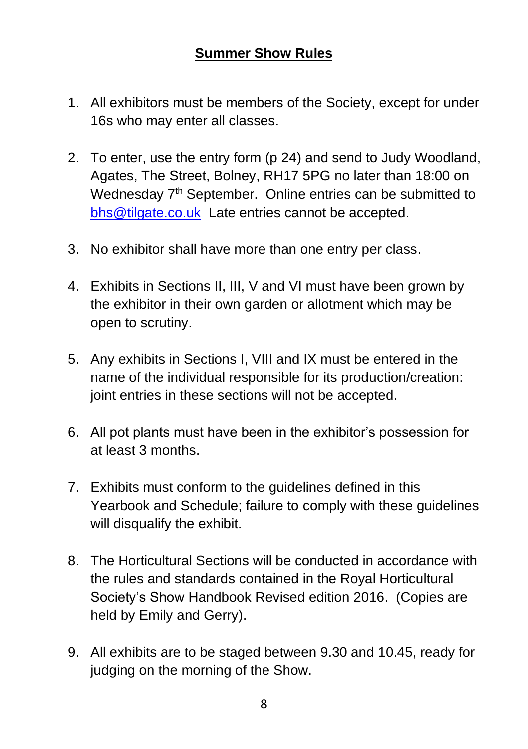## Summer Show Rules

1. All exhibitors must be members of the Society, except for under 16s who may enter all classes.

2. To enter, use the entry form (p 24) and send to Judy Woodland, Agates, The Street, Bolney, RH17 5PG no later than 18:00 on Wednesday 7th September. Online entries can be submitted to [bhs@tilgate.co.uk](mailto:bhs@tilgate.co.uk) Late entries cannot be accepted.

3. No exhibitor shall have more than one entry per class.

4. Exhibits in Sections II, III, V and VI must have been grown by the exhibitor in their own garden or allotment which may be open to scrutiny.

5. Any exhibits in Sections I, VIII and IX must be entered in the name of the individual responsible for its production/creation: joint entries in these sections will not be accepted.

6. All pot plants must have been in the exhibitor's possession for at least 3 months.

7. Exhibits must conform to the guidelines defined in this Yearbook and Schedule; failure to comply with these guidelines will disqualify the exhibit.

8. The Horticultural Sections will be conducted in accordance with the rules and standards contained in the Royal Horticultural Society's Show Handbook Revised edition 2016. (Copies are held by Emily and Gerry).

9. All exhibits are to be staged between 9.30 and 10.45, ready for judging on the morning of the Show.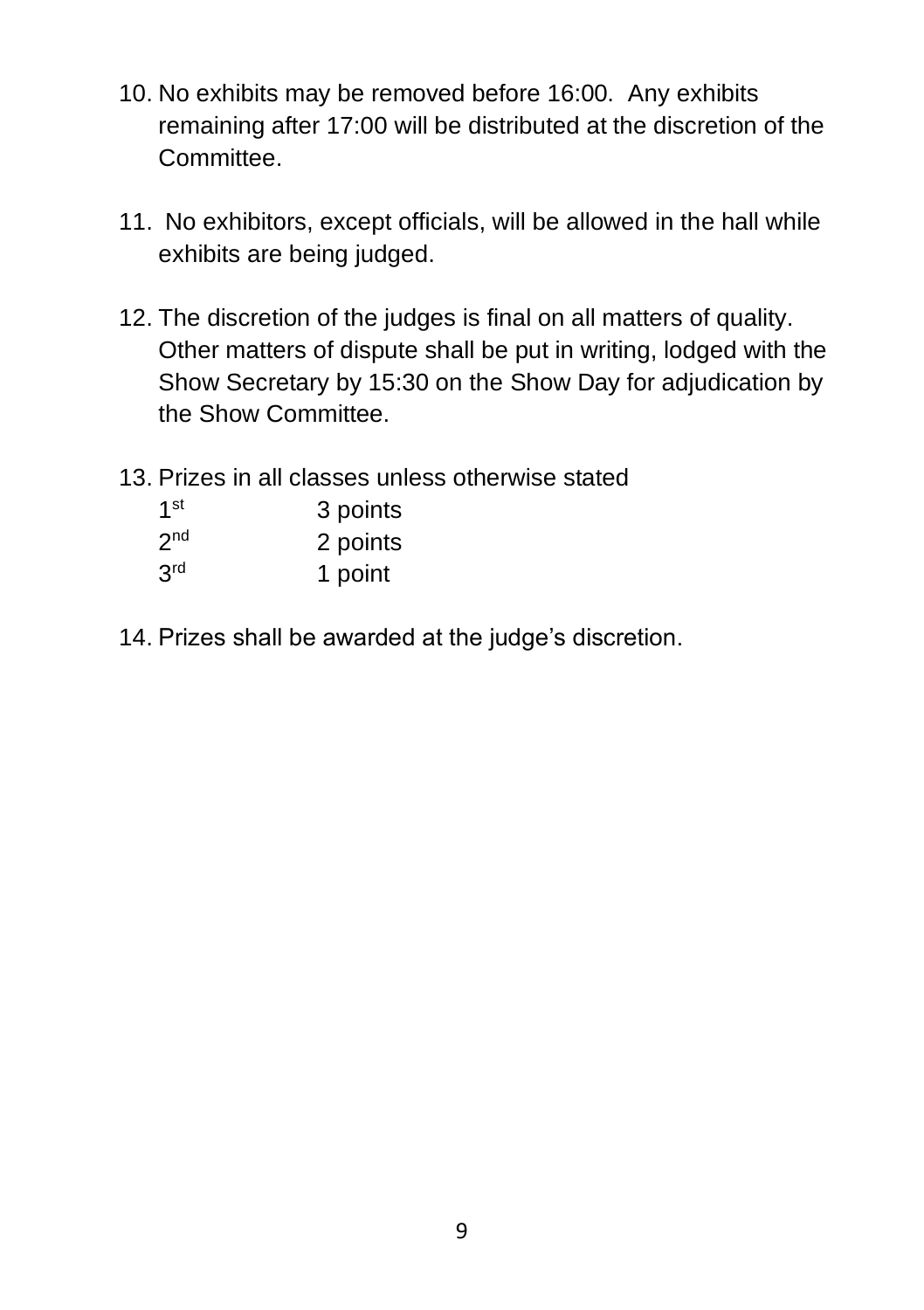10. No exhibits may be removed before 16:00. Any exhibits remaining after 17:00 will be distributed at the discretion of the Committee.

11. No exhibitors, except officials, will be allowed in the hall while exhibits are being judged.

12. The discretion of the judges is final on all matters of quality. Other matters of dispute shall be put in writing, lodged with the Show Secretary by 15:30 on the Show Day for adjudication by the Show Committee.

13. Prizes in all classes unless otherwise stated

    1st 3 points
    2nd 2 points
    3rd 1 point

14. Prizes shall be awarded at the judge's discretion.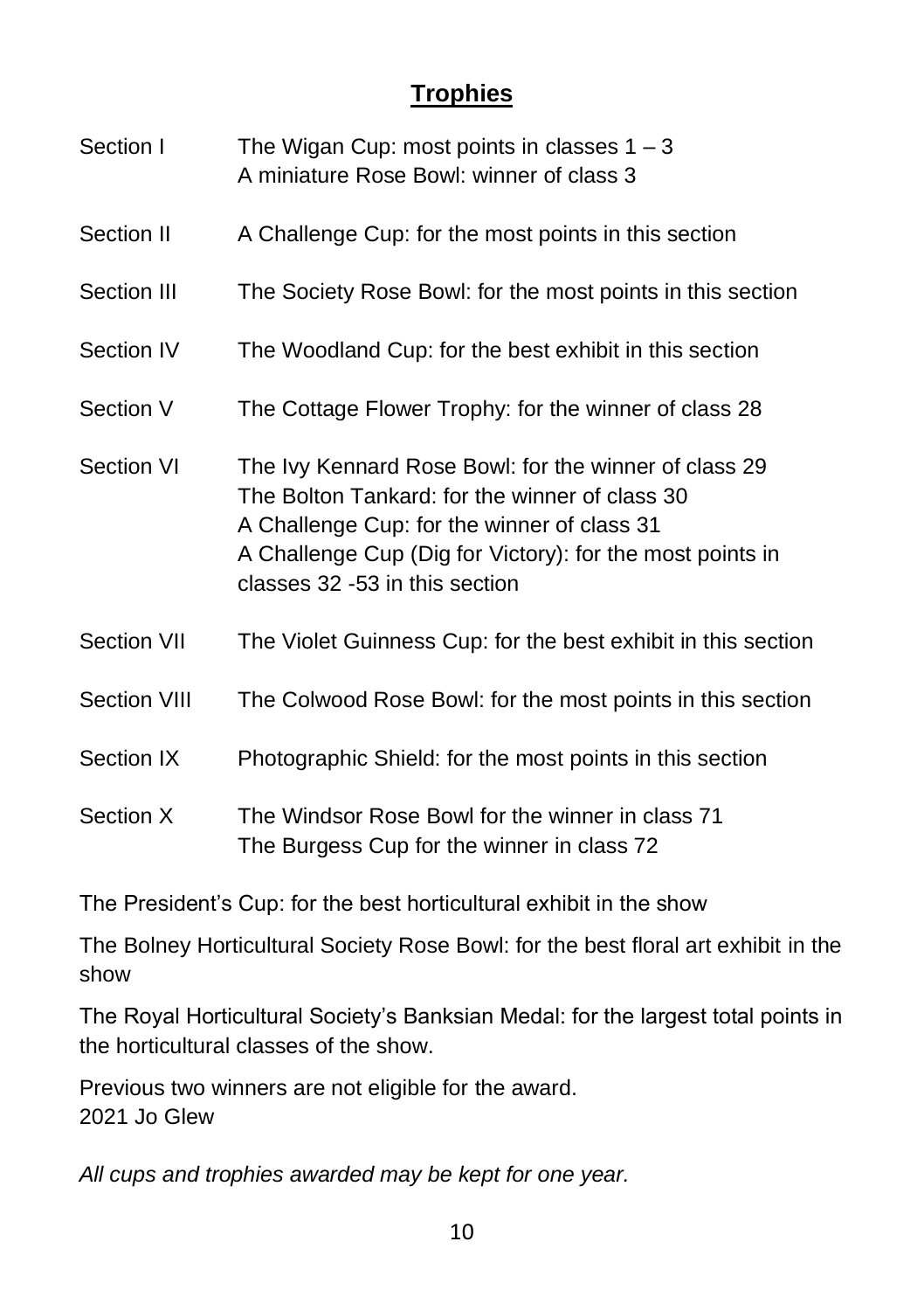## Trophies

| | |
|---|---|
| Section I | The Wigan Cup: most points in classes 1 – 3<br>A miniature Rose Bowl: winner of class 3 |
| Section II | A Challenge Cup: for the most points in this section |
| Section III | The Society Rose Bowl: for the most points in this section |
| Section IV | The Woodland Cup: for the best exhibit in this section |
| Section V | The Cottage Flower Trophy: for the winner of class 28 |
| Section VI | The Ivy Kennard Rose Bowl: for the winner of class 29<br>The Bolton Tankard: for the winner of class 30<br>A Challenge Cup: for the winner of class 31<br>A Challenge Cup (Dig for Victory): for the most points in classes 32 -53 in this section |
| Section VII | The Violet Guinness Cup: for the best exhibit in this section |
| Section VIII | The Colwood Rose Bowl: for the most points in this section |
| Section IX | Photographic Shield: for the most points in this section |
| Section X | The Windsor Rose Bowl for the winner in class 71<br>The Burgess Cup for the winner in class 72 |

The President's Cup: for the best horticultural exhibit in the show

The Bolney Horticultural Society Rose Bowl: for the best floral art exhibit in the show

The Royal Horticultural Society's Banksian Medal: for the largest total points in the horticultural classes of the show.

Previous two winners are not eligible for the award.
2021 Jo Glew

*All cups and trophies awarded may be kept for one year.*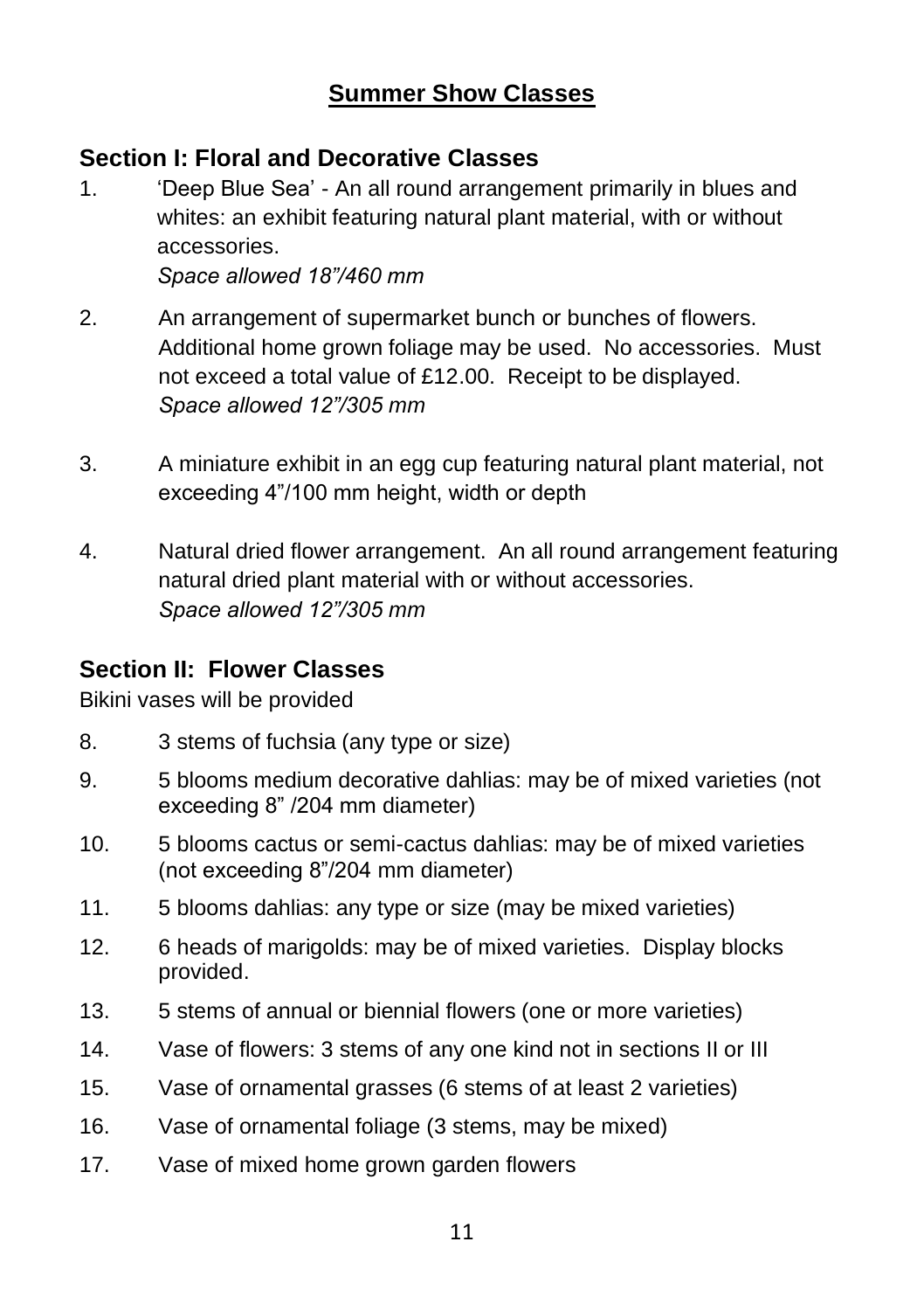# Summer Show Classes

## Section I: Floral and Decorative Classes

1. 'Deep Blue Sea' - An all round arrangement primarily in blues and whites: an exhibit featuring natural plant material, with or without accessories.
   *Space allowed 18"/460 mm*

2. An arrangement of supermarket bunch or bunches of flowers. Additional home grown foliage may be used. No accessories. Must not exceed a total value of £12.00. Receipt to be displayed.
   *Space allowed 12"/305 mm*

3. A miniature exhibit in an egg cup featuring natural plant material, not exceeding 4"/100 mm height, width or depth

4. Natural dried flower arrangement. An all round arrangement featuring natural dried plant material with or without accessories.
   *Space allowed 12"/305 mm*

## Section II: Flower Classes

Bikini vases will be provided

8. 3 stems of fuchsia (any type or size)
9. 5 blooms medium decorative dahlias: may be of mixed varieties (not exceeding 8" /204 mm diameter)
10. 5 blooms cactus or semi-cactus dahlias: may be of mixed varieties (not exceeding 8"/204 mm diameter)
11. 5 blooms dahlias: any type or size (may be mixed varieties)
12. 6 heads of marigolds: may be of mixed varieties. Display blocks provided.
13. 5 stems of annual or biennial flowers (one or more varieties)
14. Vase of flowers: 3 stems of any one kind not in sections II or III
15. Vase of ornamental grasses (6 stems of at least 2 varieties)
16. Vase of ornamental foliage (3 stems, may be mixed)
17. Vase of mixed home grown garden flowers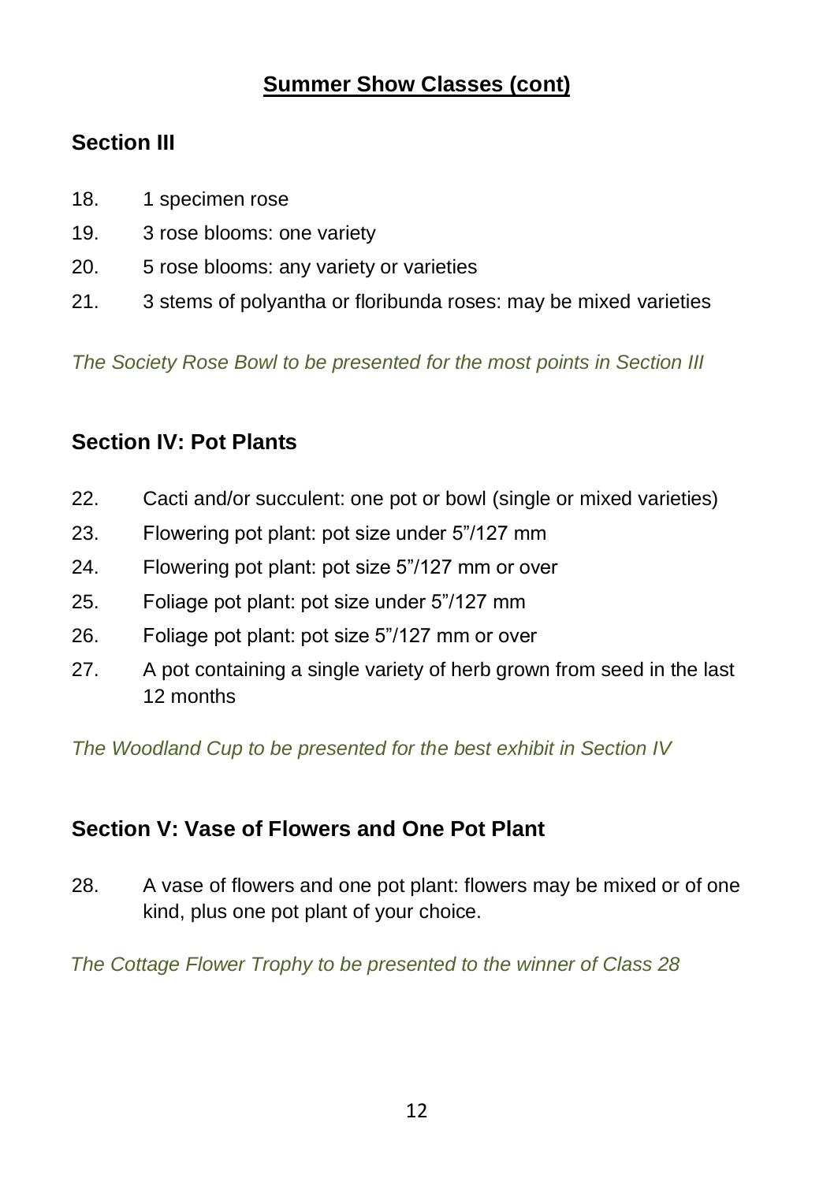## Summer Show Classes (cont)

### Section III

18. 1 specimen rose
19. 3 rose blooms: one variety
20. 5 rose blooms: any variety or varieties
21. 3 stems of polyantha or floribunda roses: may be mixed varieties

*The Society Rose Bowl to be presented for the most points in Section III*

### Section IV: Pot Plants

22. Cacti and/or succulent: one pot or bowl (single or mixed varieties)
23. Flowering pot plant: pot size under 5"/127 mm
24. Flowering pot plant: pot size 5"/127 mm or over
25. Foliage pot plant: pot size under 5"/127 mm
26. Foliage pot plant: pot size 5"/127 mm or over
27. A pot containing a single variety of herb grown from seed in the last 12 months

*The Woodland Cup to be presented for the best exhibit in Section IV*

### Section V: Vase of Flowers and One Pot Plant

28. A vase of flowers and one pot plant: flowers may be mixed or of one kind, plus one pot plant of your choice.

*The Cottage Flower Trophy to be presented to the winner of Class 28*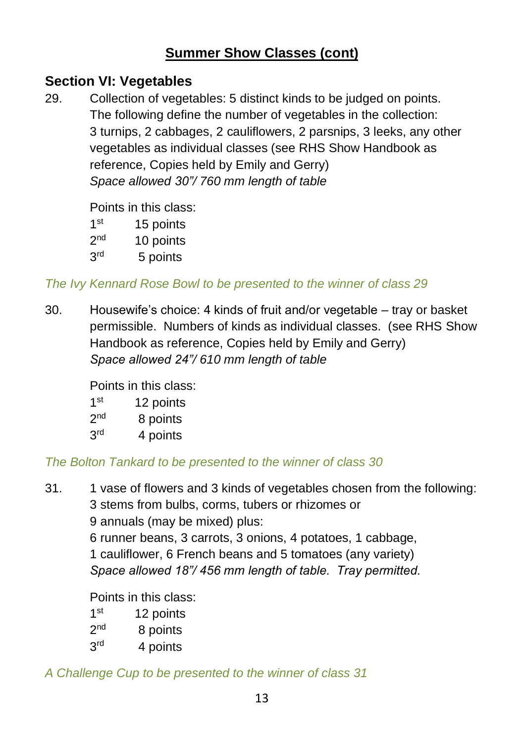## Summer Show Classes (cont)

### Section VI: Vegetables

29. Collection of vegetables: 5 distinct kinds to be judged on points. The following define the number of vegetables in the collection: 3 turnips, 2 cabbages, 2 cauliflowers, 2 parsnips, 3 leeks, any other vegetables as individual classes (see RHS Show Handbook as reference, Copies held by Emily and Gerry)
*Space allowed 30"/ 760 mm length of table*

Points in this class:
1st 15 points
2nd 10 points
3rd 5 points

*The Ivy Kennard Rose Bowl to be presented to the winner of class 29*

30. Housewife's choice: 4 kinds of fruit and/or vegetable – tray or basket permissible. Numbers of kinds as individual classes. (see RHS Show Handbook as reference, Copies held by Emily and Gerry)
*Space allowed 24"/ 610 mm length of table*

Points in this class:
1st 12 points
2nd 8 points
3rd 4 points

*The Bolton Tankard to be presented to the winner of class 30*

31. 1 vase of flowers and 3 kinds of vegetables chosen from the following:
3 stems from bulbs, corms, tubers or rhizomes or
9 annuals (may be mixed) plus:
6 runner beans, 3 carrots, 3 onions, 4 potatoes, 1 cabbage,
1 cauliflower, 6 French beans and 5 tomatoes (any variety)
*Space allowed 18"/ 456 mm length of table. Tray permitted.*

Points in this class:
1st 12 points
2nd 8 points
3rd 4 points

*A Challenge Cup to be presented to the winner of class 31*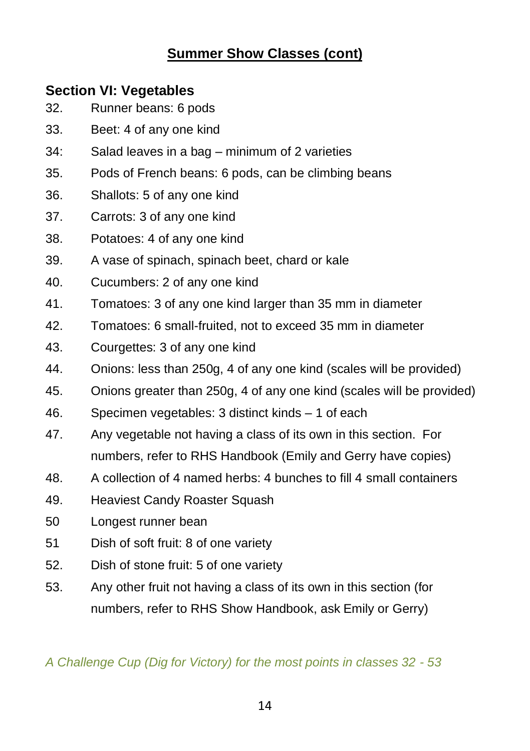## Summer Show Classes (cont)

### Section VI: Vegetables

32. Runner beans: 6 pods
33. Beet: 4 of any one kind
34: Salad leaves in a bag – minimum of 2 varieties
35. Pods of French beans: 6 pods, can be climbing beans
36. Shallots: 5 of any one kind
37. Carrots: 3 of any one kind
38. Potatoes: 4 of any one kind
39. A vase of spinach, spinach beet, chard or kale
40. Cucumbers: 2 of any one kind
41. Tomatoes: 3 of any one kind larger than 35 mm in diameter
42. Tomatoes: 6 small-fruited, not to exceed 35 mm in diameter
43. Courgettes: 3 of any one kind
44. Onions: less than 250g, 4 of any one kind (scales will be provided)
45. Onions greater than 250g, 4 of any one kind (scales will be provided)
46. Specimen vegetables: 3 distinct kinds – 1 of each
47. Any vegetable not having a class of its own in this section. For numbers, refer to RHS Handbook (Emily and Gerry have copies)
48. A collection of 4 named herbs: 4 bunches to fill 4 small containers
49. Heaviest Candy Roaster Squash
50 Longest runner bean
51 Dish of soft fruit: 8 of one variety
52. Dish of stone fruit: 5 of one variety
53. Any other fruit not having a class of its own in this section (for numbers, refer to RHS Show Handbook, ask Emily or Gerry)

*A Challenge Cup (Dig for Victory) for the most points in classes 32 - 53*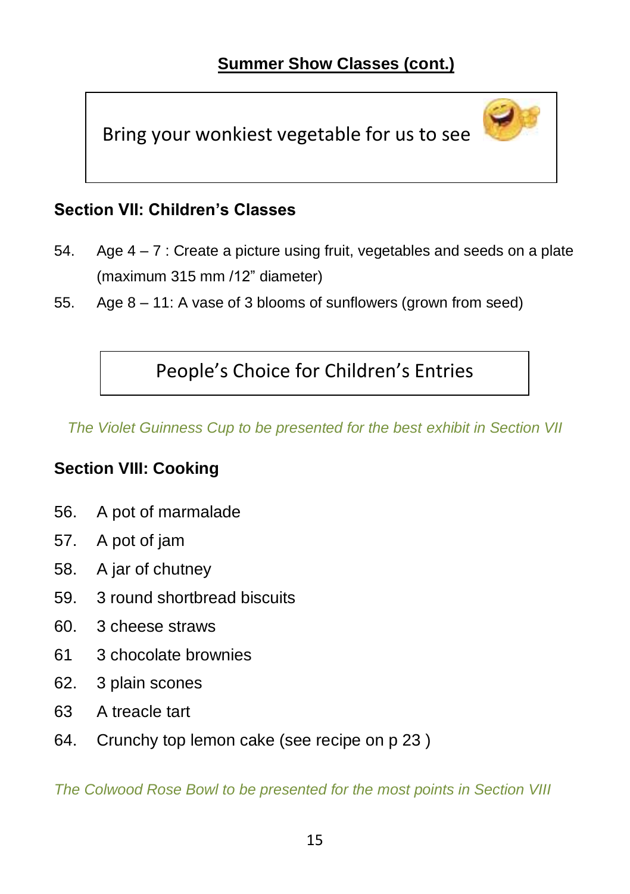## Summer Show Classes (cont.)

Bring your wonkiest vegetable for us to see

### Section VII: Children's Classes

54. Age 4 – 7 : Create a picture using fruit, vegetables and seeds on a plate (maximum 315 mm /12" diameter)
55. Age 8 – 11: A vase of 3 blooms of sunflowers (grown from seed)

People's Choice for Children's Entries

*The Violet Guinness Cup to be presented for the best exhibit in Section VII*

### Section VIII: Cooking

56. A pot of marmalade
57. A pot of jam
58. A jar of chutney
59. 3 round shortbread biscuits
60. 3 cheese straws
61 3 chocolate brownies
62. 3 plain scones
63 A treacle tart
64. Crunchy top lemon cake (see recipe on p 23 )

*The Colwood Rose Bowl to be presented for the most points in Section VIII*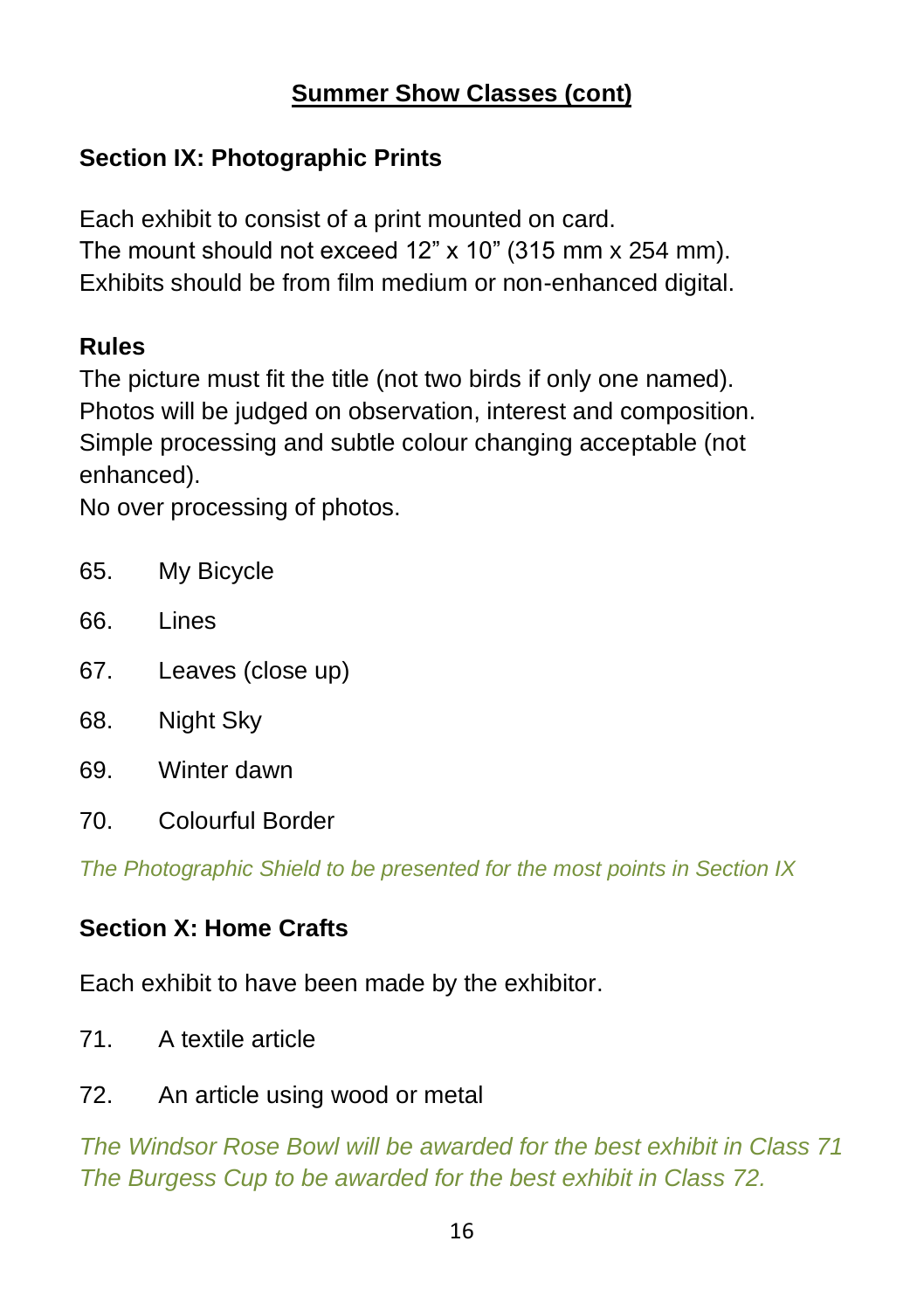## Summer Show Classes (cont)

### Section IX: Photographic Prints

Each exhibit to consist of a print mounted on card.
The mount should not exceed 12" x 10" (315 mm x 254 mm).
Exhibits should be from film medium or non-enhanced digital.

**Rules**

The picture must fit the title (not two birds if only one named).
Photos will be judged on observation, interest and composition.
Simple processing and subtle colour changing acceptable (not enhanced).
No over processing of photos.

65. My Bicycle
66. Lines
67. Leaves (close up)
68. Night Sky
69. Winter dawn
70. Colourful Border

*The Photographic Shield to be presented for the most points in Section IX*

### Section X: Home Crafts

Each exhibit to have been made by the exhibitor.

71. A textile article
72. An article using wood or metal

*The Windsor Rose Bowl will be awarded for the best exhibit in Class 71*
*The Burgess Cup to be awarded for the best exhibit in Class 72.*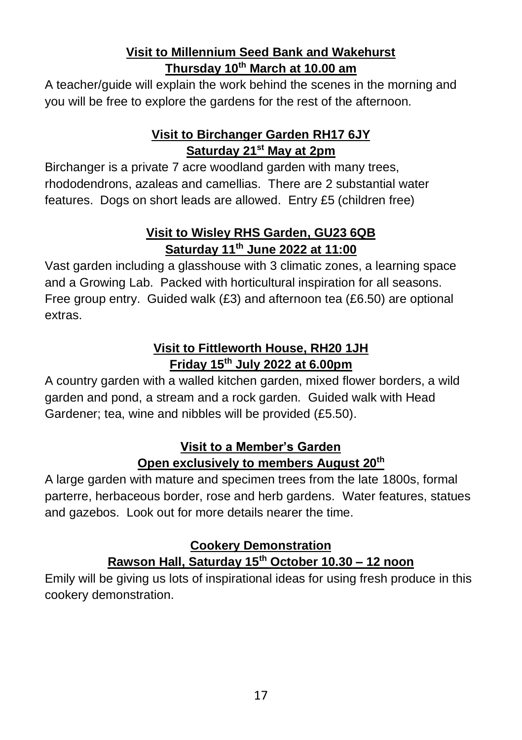**Visit to Millennium Seed Bank and Wakehurst**
**Thursday 10th March at 10.00 am**

A teacher/guide will explain the work behind the scenes in the morning and you will be free to explore the gardens for the rest of the afternoon.

**Visit to Birchanger Garden RH17 6JY**
**Saturday 21st May at 2pm**

Birchanger is a private 7 acre woodland garden with many trees, rhododendrons, azaleas and camellias. There are 2 substantial water features. Dogs on short leads are allowed. Entry £5 (children free)

**Visit to Wisley RHS Garden, GU23 6QB**
**Saturday 11th June 2022 at 11:00**

Vast garden including a glasshouse with 3 climatic zones, a learning space and a Growing Lab. Packed with horticultural inspiration for all seasons. Free group entry. Guided walk (£3) and afternoon tea (£6.50) are optional extras.

**Visit to Fittleworth House, RH20 1JH**
**Friday 15th July 2022 at 6.00pm**

A country garden with a walled kitchen garden, mixed flower borders, a wild garden and pond, a stream and a rock garden. Guided walk with Head Gardener; tea, wine and nibbles will be provided (£5.50).

**Visit to a Member's Garden**
**Open exclusively to members August 20th**

A large garden with mature and specimen trees from the late 1800s, formal parterre, herbaceous border, rose and herb gardens. Water features, statues and gazebos. Look out for more details nearer the time.

**Cookery Demonstration**
**Rawson Hall, Saturday 15th October 10.30 – 12 noon**

Emily will be giving us lots of inspirational ideas for using fresh produce in this cookery demonstration.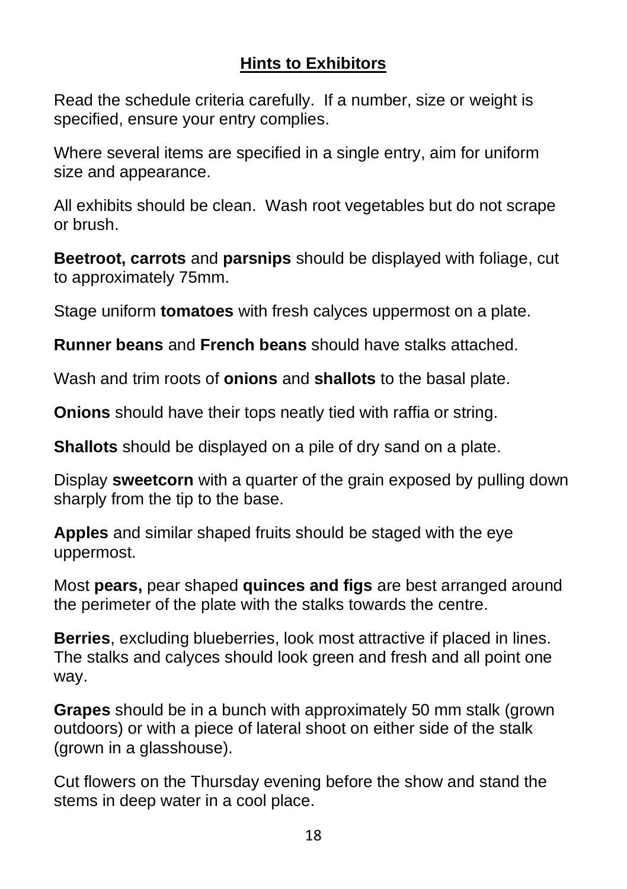## Hints to Exhibitors

Read the schedule criteria carefully. If a number, size or weight is specified, ensure your entry complies.

Where several items are specified in a single entry, aim for uniform size and appearance.

All exhibits should be clean. Wash root vegetables but do not scrape or brush.

**Beetroot, carrots** and **parsnips** should be displayed with foliage, cut to approximately 75mm.

Stage uniform **tomatoes** with fresh calyces uppermost on a plate.

**Runner beans** and **French beans** should have stalks attached.

Wash and trim roots of **onions** and **shallots** to the basal plate.

**Onions** should have their tops neatly tied with raffia or string.

**Shallots** should be displayed on a pile of dry sand on a plate.

Display **sweetcorn** with a quarter of the grain exposed by pulling down sharply from the tip to the base.

**Apples** and similar shaped fruits should be staged with the eye uppermost.

Most **pears,** pear shaped **quinces and figs** are best arranged around the perimeter of the plate with the stalks towards the centre.

**Berries**, excluding blueberries, look most attractive if placed in lines. The stalks and calyces should look green and fresh and all point one way.

**Grapes** should be in a bunch with approximately 50 mm stalk (grown outdoors) or with a piece of lateral shoot on either side of the stalk (grown in a glasshouse).

Cut flowers on the Thursday evening before the show and stand the stems in deep water in a cool place.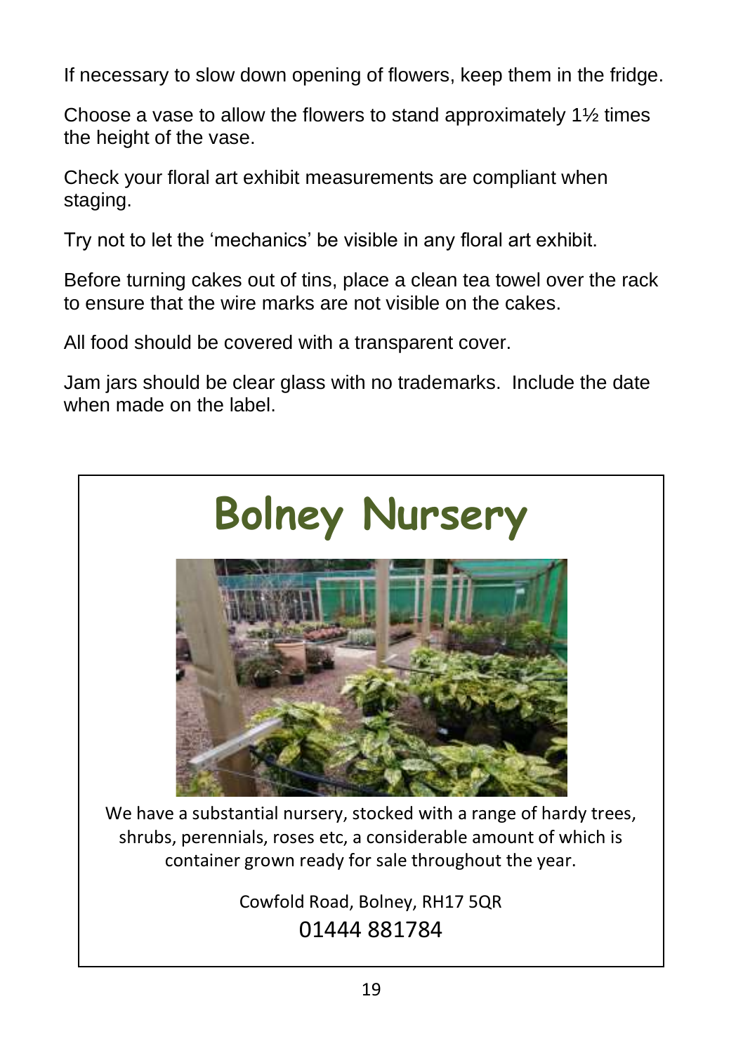If necessary to slow down opening of flowers, keep them in the fridge.

Choose a vase to allow the flowers to stand approximately 1½ times the height of the vase.

Check your floral art exhibit measurements are compliant when staging.

Try not to let the 'mechanics' be visible in any floral art exhibit.

Before turning cakes out of tins, place a clean tea towel over the rack to ensure that the wire marks are not visible on the cakes.

All food should be covered with a transparent cover.

Jam jars should be clear glass with no trademarks. Include the date when made on the label.

# Bolney Nursery

We have a substantial nursery, stocked with a range of hardy trees, shrubs, perennials, roses etc, a considerable amount of which is container grown ready for sale throughout the year.

Cowfold Road, Bolney, RH17 5QR

01444 881784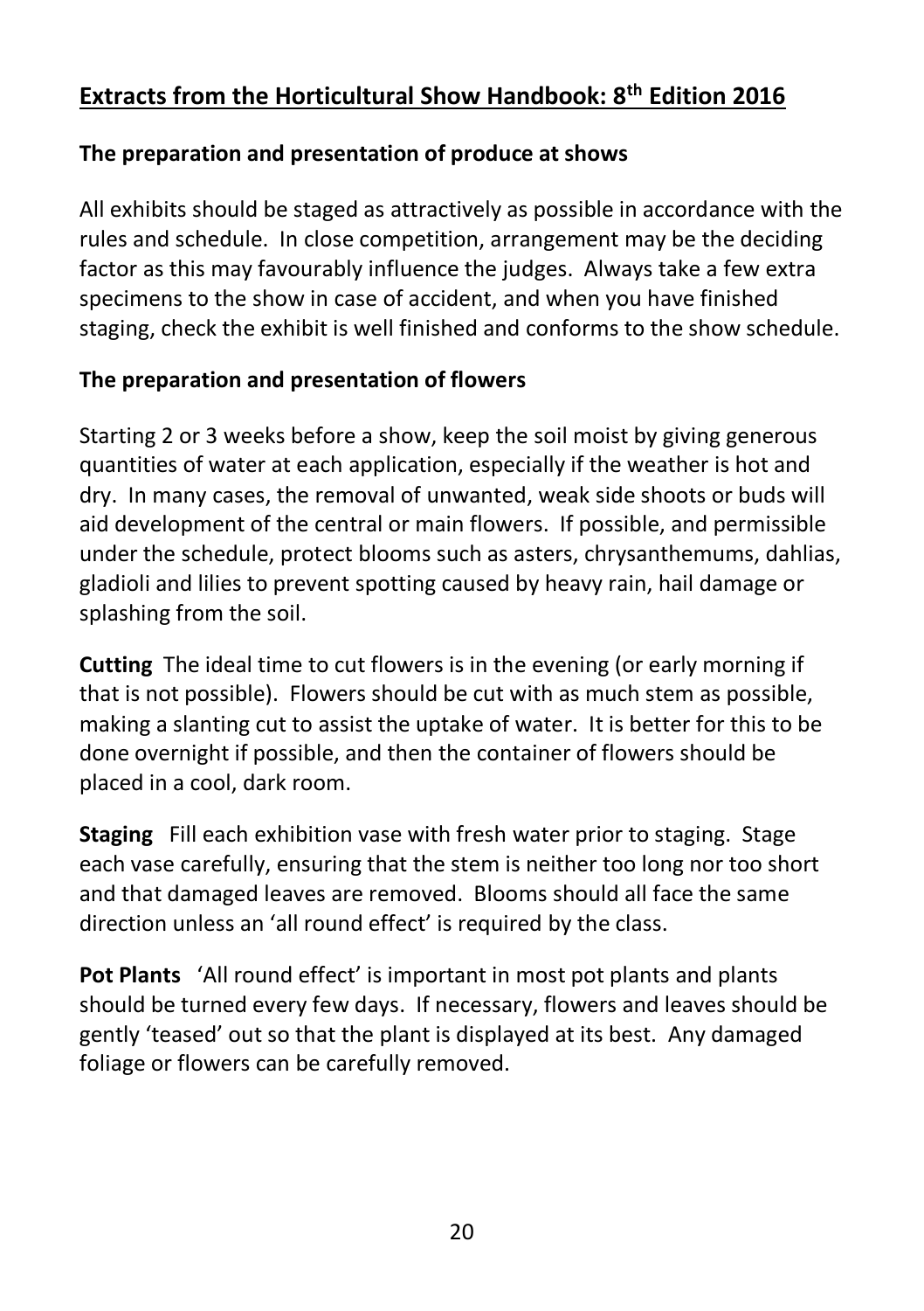## Extracts from the Horticultural Show Handbook: 8th Edition 2016

### The preparation and presentation of produce at shows

All exhibits should be staged as attractively as possible in accordance with the rules and schedule. In close competition, arrangement may be the deciding factor as this may favourably influence the judges. Always take a few extra specimens to the show in case of accident, and when you have finished staging, check the exhibit is well finished and conforms to the show schedule.

### The preparation and presentation of flowers

Starting 2 or 3 weeks before a show, keep the soil moist by giving generous quantities of water at each application, especially if the weather is hot and dry. In many cases, the removal of unwanted, weak side shoots or buds will aid development of the central or main flowers. If possible, and permissible under the schedule, protect blooms such as asters, chrysanthemums, dahlias, gladioli and lilies to prevent spotting caused by heavy rain, hail damage or splashing from the soil.

**Cutting** The ideal time to cut flowers is in the evening (or early morning if that is not possible). Flowers should be cut with as much stem as possible, making a slanting cut to assist the uptake of water. It is better for this to be done overnight if possible, and then the container of flowers should be placed in a cool, dark room.

**Staging** Fill each exhibition vase with fresh water prior to staging. Stage each vase carefully, ensuring that the stem is neither too long nor too short and that damaged leaves are removed. Blooms should all face the same direction unless an 'all round effect' is required by the class.

**Pot Plants** 'All round effect' is important in most pot plants and plants should be turned every few days. If necessary, flowers and leaves should be gently 'teased' out so that the plant is displayed at its best. Any damaged foliage or flowers can be carefully removed.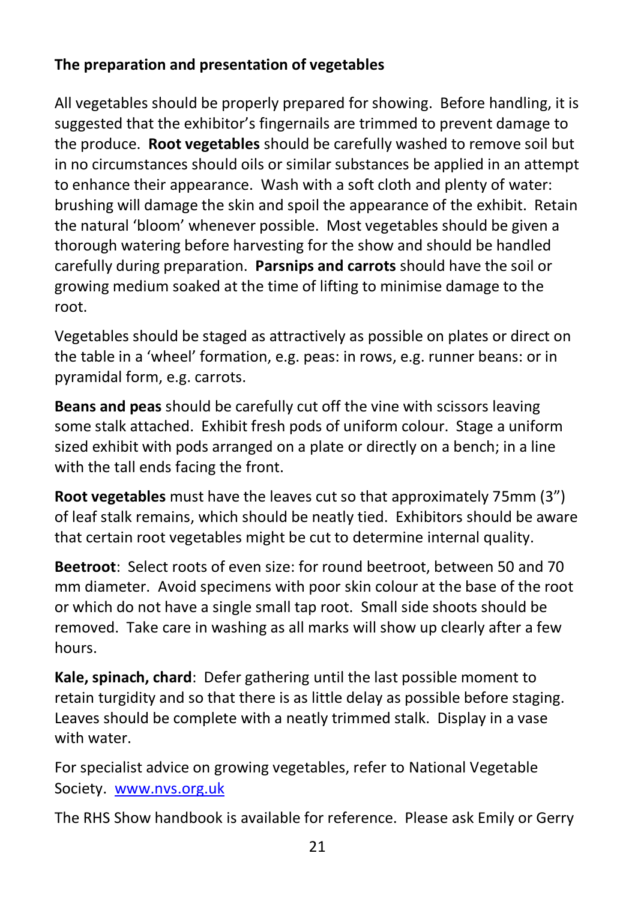**The preparation and presentation of vegetables**

All vegetables should be properly prepared for showing. Before handling, it is suggested that the exhibitor's fingernails are trimmed to prevent damage to the produce. **Root vegetables** should be carefully washed to remove soil but in no circumstances should oils or similar substances be applied in an attempt to enhance their appearance. Wash with a soft cloth and plenty of water: brushing will damage the skin and spoil the appearance of the exhibit. Retain the natural 'bloom' whenever possible. Most vegetables should be given a thorough watering before harvesting for the show and should be handled carefully during preparation. **Parsnips and carrots** should have the soil or growing medium soaked at the time of lifting to minimise damage to the root.

Vegetables should be staged as attractively as possible on plates or direct on the table in a 'wheel' formation, e.g. peas: in rows, e.g. runner beans: or in pyramidal form, e.g. carrots.

**Beans and peas** should be carefully cut off the vine with scissors leaving some stalk attached. Exhibit fresh pods of uniform colour. Stage a uniform sized exhibit with pods arranged on a plate or directly on a bench; in a line with the tall ends facing the front.

**Root vegetables** must have the leaves cut so that approximately 75mm (3") of leaf stalk remains, which should be neatly tied. Exhibitors should be aware that certain root vegetables might be cut to determine internal quality.

**Beetroot**: Select roots of even size: for round beetroot, between 50 and 70 mm diameter. Avoid specimens with poor skin colour at the base of the root or which do not have a single small tap root. Small side shoots should be removed. Take care in washing as all marks will show up clearly after a few hours.

**Kale, spinach, chard**: Defer gathering until the last possible moment to retain turgidity and so that there is as little delay as possible before staging. Leaves should be complete with a neatly trimmed stalk. Display in a vase with water.

For specialist advice on growing vegetables, refer to National Vegetable Society. [www.nvs.org.uk](http://www.nvs.org.uk)

The RHS Show handbook is available for reference. Please ask Emily or Gerry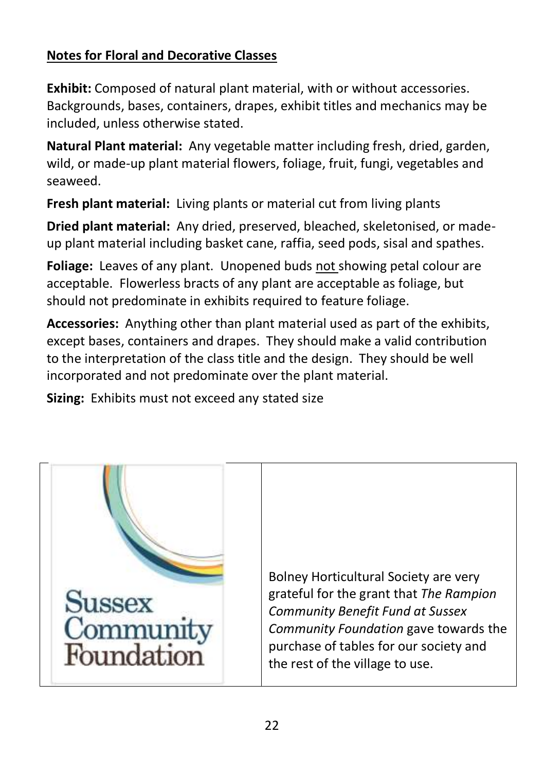## Notes for Floral and Decorative Classes

**Exhibit:** Composed of natural plant material, with or without accessories. Backgrounds, bases, containers, drapes, exhibit titles and mechanics may be included, unless otherwise stated.

**Natural Plant material:** Any vegetable matter including fresh, dried, garden, wild, or made-up plant material flowers, foliage, fruit, fungi, vegetables and seaweed.

**Fresh plant material:** Living plants or material cut from living plants

**Dried plant material:** Any dried, preserved, bleached, skeletonised, or made-up plant material including basket cane, raffia, seed pods, sisal and spathes.

**Foliage:** Leaves of any plant. Unopened buds not showing petal colour are acceptable. Flowerless bracts of any plant are acceptable as foliage, but should not predominate in exhibits required to feature foliage.

**Accessories:** Anything other than plant material used as part of the exhibits, except bases, containers and drapes. They should make a valid contribution to the interpretation of the class title and the design. They should be well incorporated and not predominate over the plant material.

**Sizing:** Exhibits must not exceed any stated size

Sussex Community Foundation

Bolney Horticultural Society are very grateful for the grant that *The Rampion Community Benefit Fund at Sussex Community Foundation* gave towards the purchase of tables for our society and the rest of the village to use.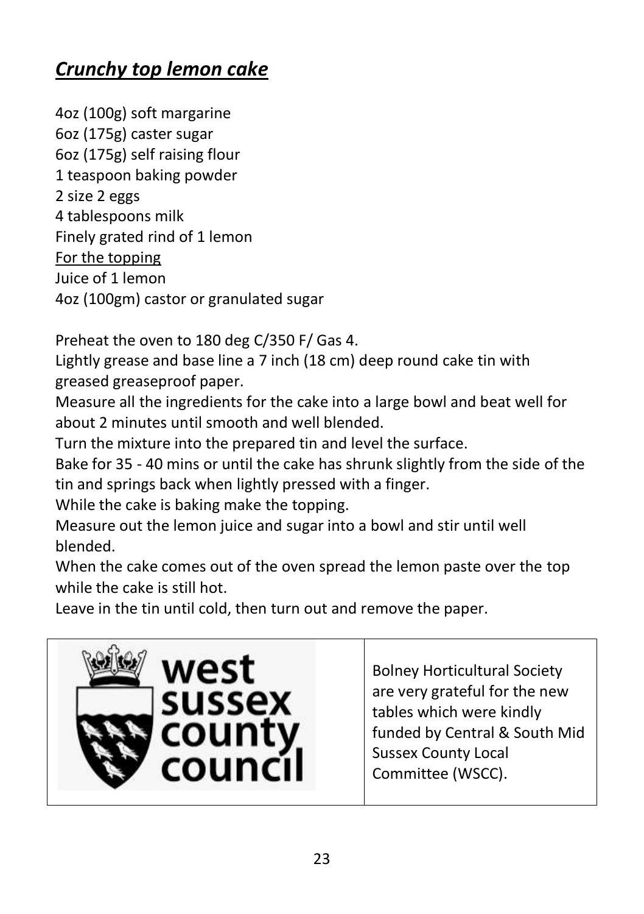## ***Crunchy top lemon cake***

4oz (100g) soft margarine
6oz (175g) caster sugar
6oz (175g) self raising flour
1 teaspoon baking powder
2 size 2 eggs
4 tablespoons milk
Finely grated rind of 1 lemon
<u>For the topping</u>
Juice of 1 lemon
4oz (100gm) castor or granulated sugar

Preheat the oven to 180 deg C/350 F/ Gas 4.
Lightly grease and base line a 7 inch (18 cm) deep round cake tin with greased greaseproof paper.
Measure all the ingredients for the cake into a large bowl and beat well for about 2 minutes until smooth and well blended.
Turn the mixture into the prepared tin and level the surface.
Bake for 35 - 40 mins or until the cake has shrunk slightly from the side of the tin and springs back when lightly pressed with a finger.
While the cake is baking make the topping.
Measure out the lemon juice and sugar into a bowl and stir until well blended.
When the cake comes out of the oven spread the lemon paste over the top while the cake is still hot.
Leave in the tin until cold, then turn out and remove the paper.

| west sussex county council | Bolney Horticultural Society are very grateful for the new tables which were kindly funded by Central & South Mid Sussex County Local Committee (WSCC). |
|---|---|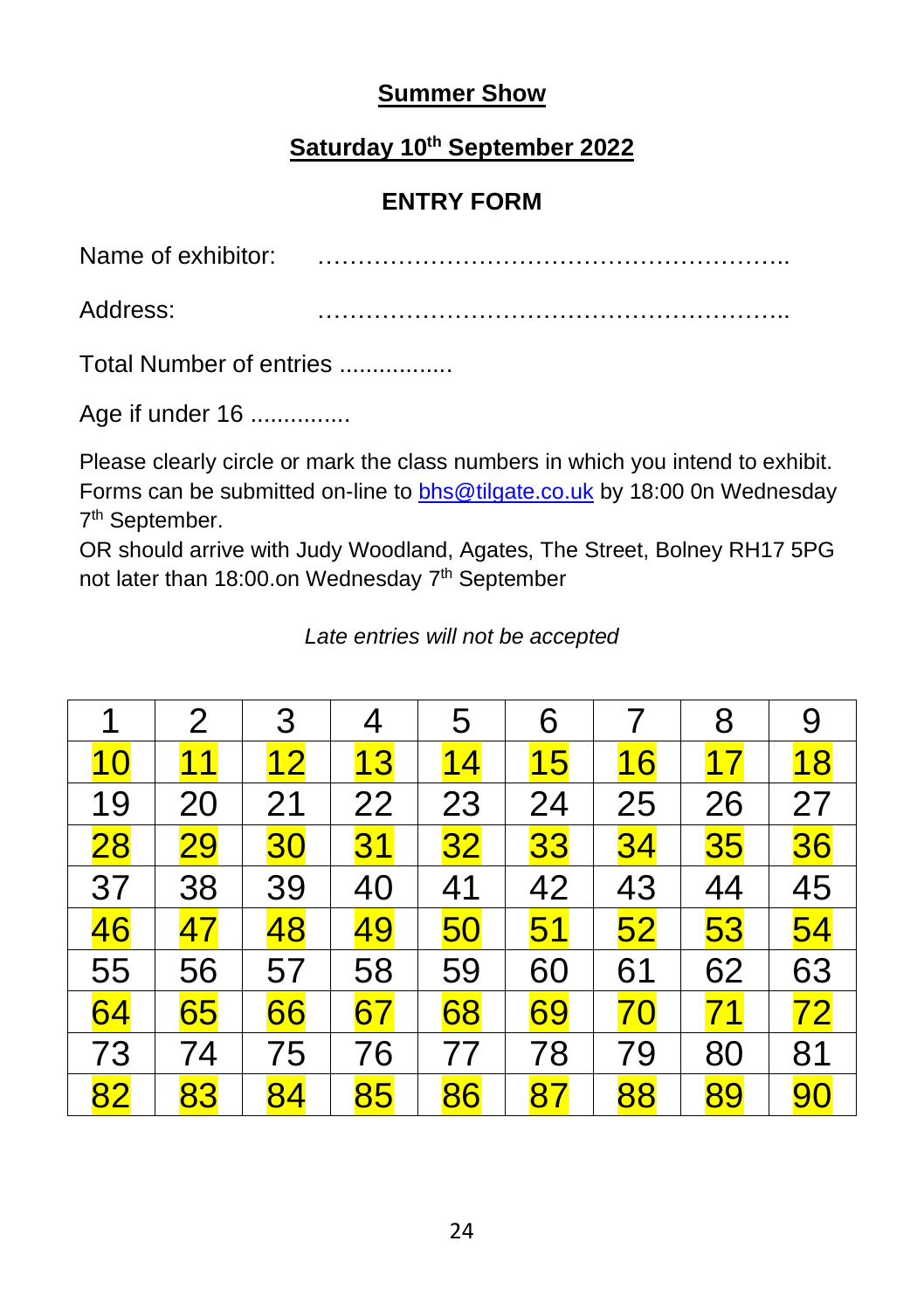**Summer Show**

**Saturday 10th September 2022**

**ENTRY FORM**

Name of exhibitor: ………………………………………………..

Address: ………………………………………………..

Total Number of entries .................

Age if under 16 ...............

Please clearly circle or mark the class numbers in which you intend to exhibit. Forms can be submitted on-line to bhs@tilgate.co.uk by 18:00 0n Wednesday 7th September.

OR should arrive with Judy Woodland, Agates, The Street, Bolney RH17 5PG not later than 18:00.on Wednesday 7th September

*Late entries will not be accepted*

| | | | | | | | | |
|---|---|---|---|---|---|---|---|---|
| 1 | 2 | 3 | 4 | 5 | 6 | 7 | 8 | 9 |
| 10 | 11 | 12 | 13 | 14 | 15 | 16 | 17 | 18 |
| 19 | 20 | 21 | 22 | 23 | 24 | 25 | 26 | 27 |
| 28 | 29 | 30 | 31 | 32 | 33 | 34 | 35 | 36 |
| 37 | 38 | 39 | 40 | 41 | 42 | 43 | 44 | 45 |
| 46 | 47 | 48 | 49 | 50 | 51 | 52 | 53 | 54 |
| 55 | 56 | 57 | 58 | 59 | 60 | 61 | 62 | 63 |
| 64 | 65 | 66 | 67 | 68 | 69 | 70 | 71 | 72 |
| 73 | 74 | 75 | 76 | 77 | 78 | 79 | 80 | 81 |
| 82 | 83 | 84 | 85 | 86 | 87 | 88 | 89 | 90 |